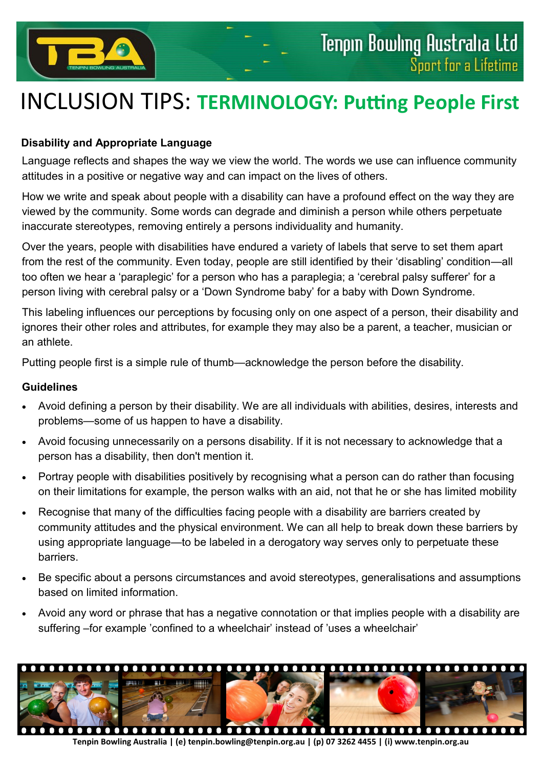# INCLUSION TIPS: **TERMINOLOGY: Putting People First**

### Disability and Appropriate Language

Language reflects and shapes the way we view the world. The words we use can influence community attitudes in a positive or negative way and can impact on the lives of others.

How we write and speak about people with a disability can have a profound effect on the way they are viewed by the community. Some words can degrade and diminish a person while others perpetuate inaccurate stereotypes, removing entirely a persons individuality and humanity.

Over the years, people with disabilities have endured a variety of labels that serve to set them apart from the rest of the community. Even today, people are still identified by their 'disabling' condition—all too often we hear a 'paraplegic' for a person who has a paraplegia; a 'cerebral palsy sufferer' for a person living with cerebral palsy or a 'Down Syndrome baby' for a baby with Down Syndrome.

This labeling influences our perceptions by focusing only on one aspect of a person, their disability and ignores their other roles and attributes, for example they may also be a parent, a teacher, musician or an athlete.

Putting people first is a simple rule of thumb—acknowledge the person before the disability.

### Guidelines

- Avoid defining a person by their disability. We are all individuals with abilities, desires, interests and problems—some of us happen to have a disability.
- Avoid focusing unnecessarily on a persons disability. If it is not necessary to acknowledge that a person has a disability, then don't mention it.
- Portray people with disabilities positively by recognising what a person can do rather than focusing on their limitations for example, the person walks with an aid, not that he or she has limited mobility
- Recognise that many of the difficulties facing people with a disability are barriers created by community attitudes and the physical environment. We can all help to break down these barriers by using appropriate language—to be labeled in a derogatory way serves only to perpetuate these barriers.
- Be specific about a persons circumstances and avoid stereotypes, generalisations and assumptions based on limited information.
- Avoid any word or phrase that has a negative connotation or that implies people with a disability are suffering –for example 'confined to a wheelchair' instead of 'uses a wheelchair'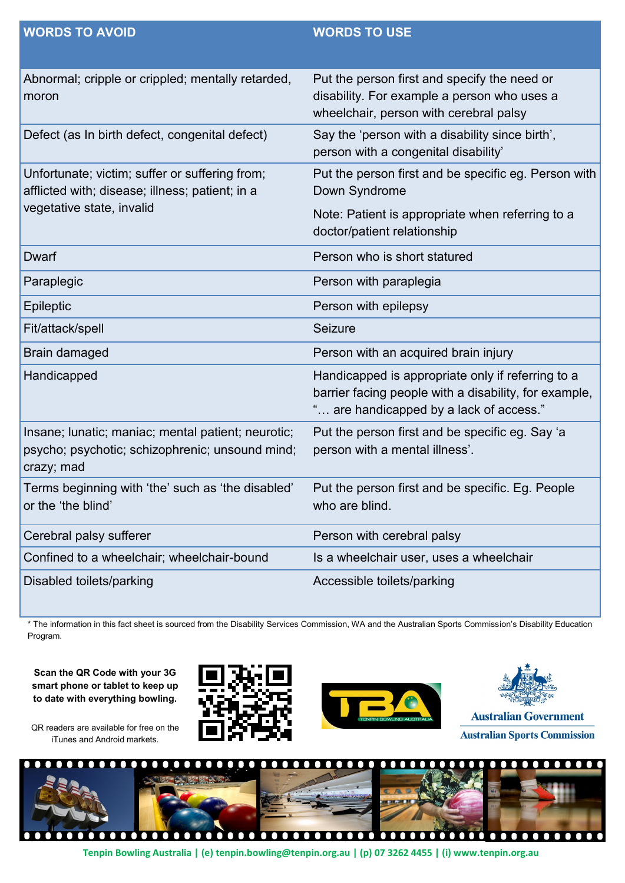| WORDS TO AVOID | WORDS TO USE |
|---|---|
| Abnormal; cripple or crippled; mentally retarded, moron | Put the person first and specify the need or disability. For example a person who uses a wheelchair, person with cerebral palsy |
| Defect (as In birth defect, congenital defect) | Say the 'person with a disability since birth', person with a congenital disability' |
| Unfortunate; victim; suffer or suffering from; afflicted with; disease; illness; patient; in a vegetative state, invalid | Put the person first and be specific eg. Person with Down Syndrome<br><br>Note: Patient is appropriate when referring to a doctor/patient relationship |
| Dwarf | Person who is short statured |
| Paraplegic | Person with paraplegia |
| Epileptic | Person with epilepsy |
| Fit/attack/spell | Seizure |
| Brain damaged | Person with an acquired brain injury |
| Handicapped | Handicapped is appropriate only if referring to a barrier facing people with a disability, for example, "… are handicapped by a lack of access." |
| Insane; lunatic; maniac; mental patient; neurotic; psycho; psychotic; schizophrenic; unsound mind; crazy; mad | Put the person first and be specific eg. Say 'a person with a mental illness'. |
| Terms beginning with 'the' such as 'the disabled' or the 'the blind' | Put the person first and be specific. Eg. People who are blind. |
| Cerebral palsy sufferer | Person with cerebral palsy |
| Confined to a wheelchair; wheelchair-bound | Is a wheelchair user, uses a wheelchair |
| Disabled toilets/parking | Accessible toilets/parking |

* The information in this fact sheet is sourced from the Disability Services Commission, WA and the Australian Sports Commission's Disability Education Program.

**Scan the QR Code with your 3G smart phone or tablet to keep up to date with everything bowling.**

QR readers are available for free on the iTunes and Android markets.

Australian Government
Australian Sports Commission

**Tenpin Bowling Australia | (e) tenpin.bowling@tenpin.org.au | (p) 07 3262 4455 | (i) www.tenpin.org.au**